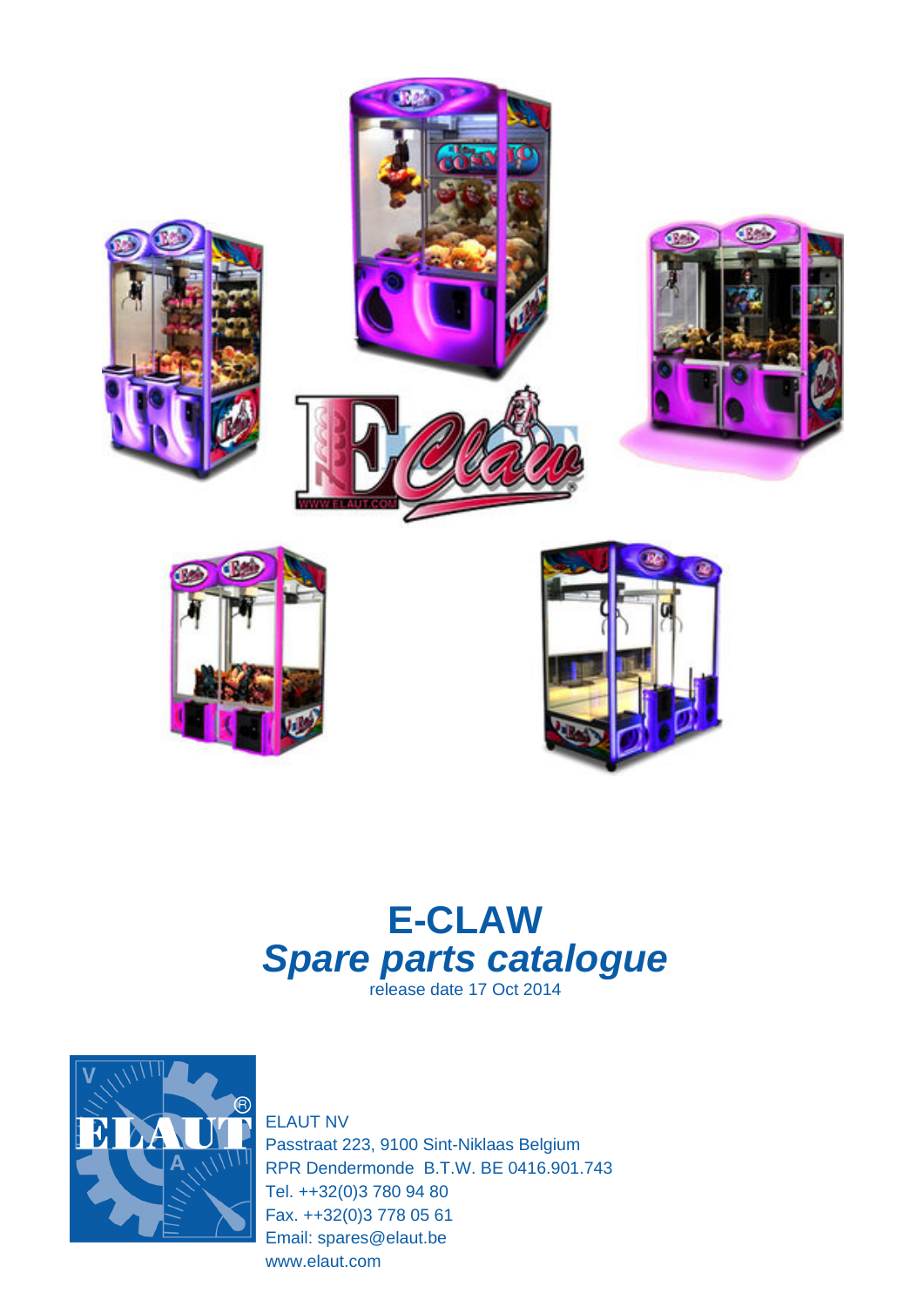# E-CLAW

## *Spare parts catalogue*

release date 17 Oct 2014

ELAUT NV
Passtraat 223, 9100 Sint-Niklaas Belgium
RPR Dendermonde B.T.W. BE 0416.901.743
Tel. ++32(0)3 780 94 80
Fax. ++32(0)3 778 05 61
Email: spares@elaut.be
www.elaut.com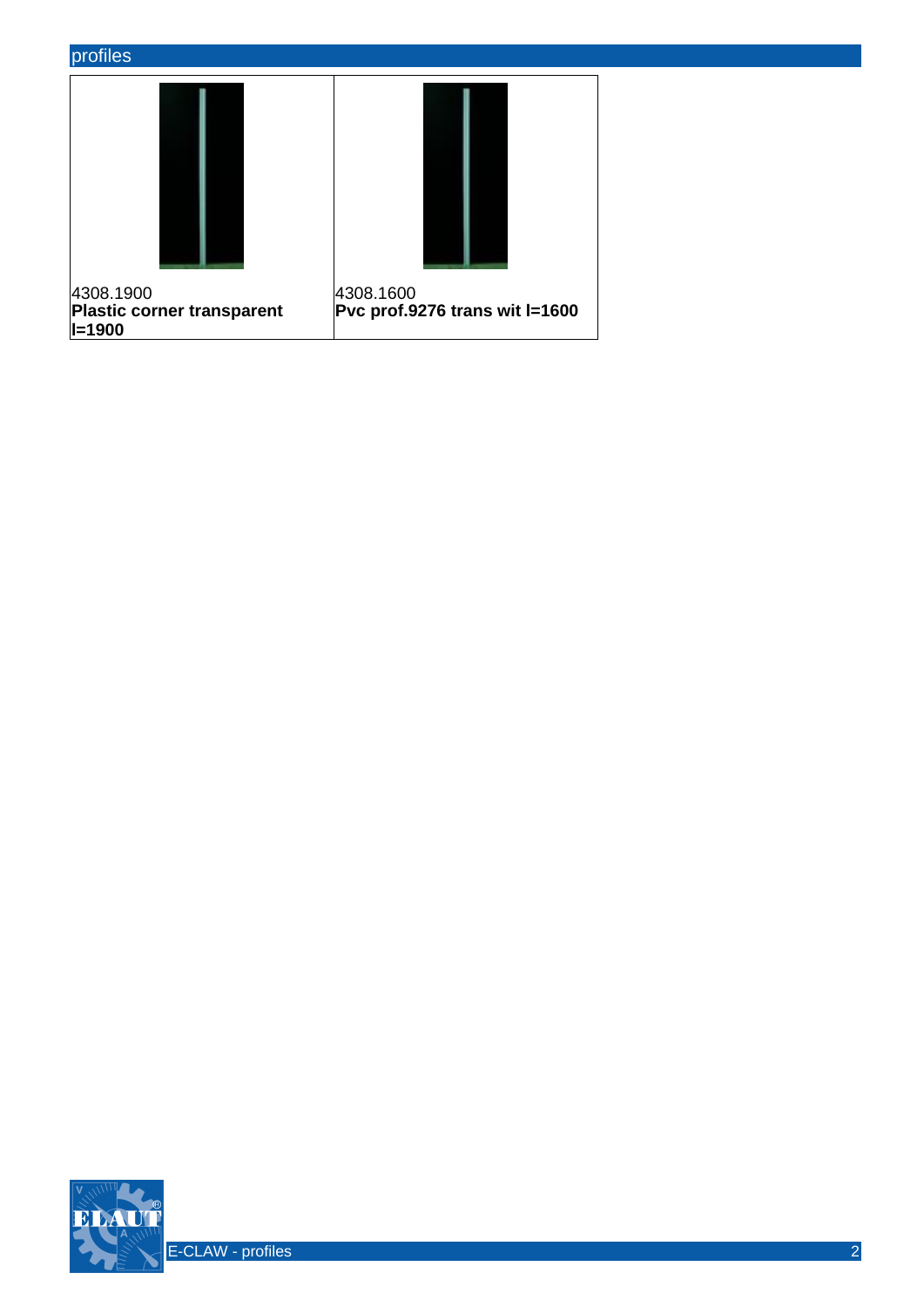## profiles

| | |
|---|---|
| 4308.1900<br>**Plastic corner transparent l=1900** | 4308.1600<br>**Pvc prof.9276 trans wit l=1600** |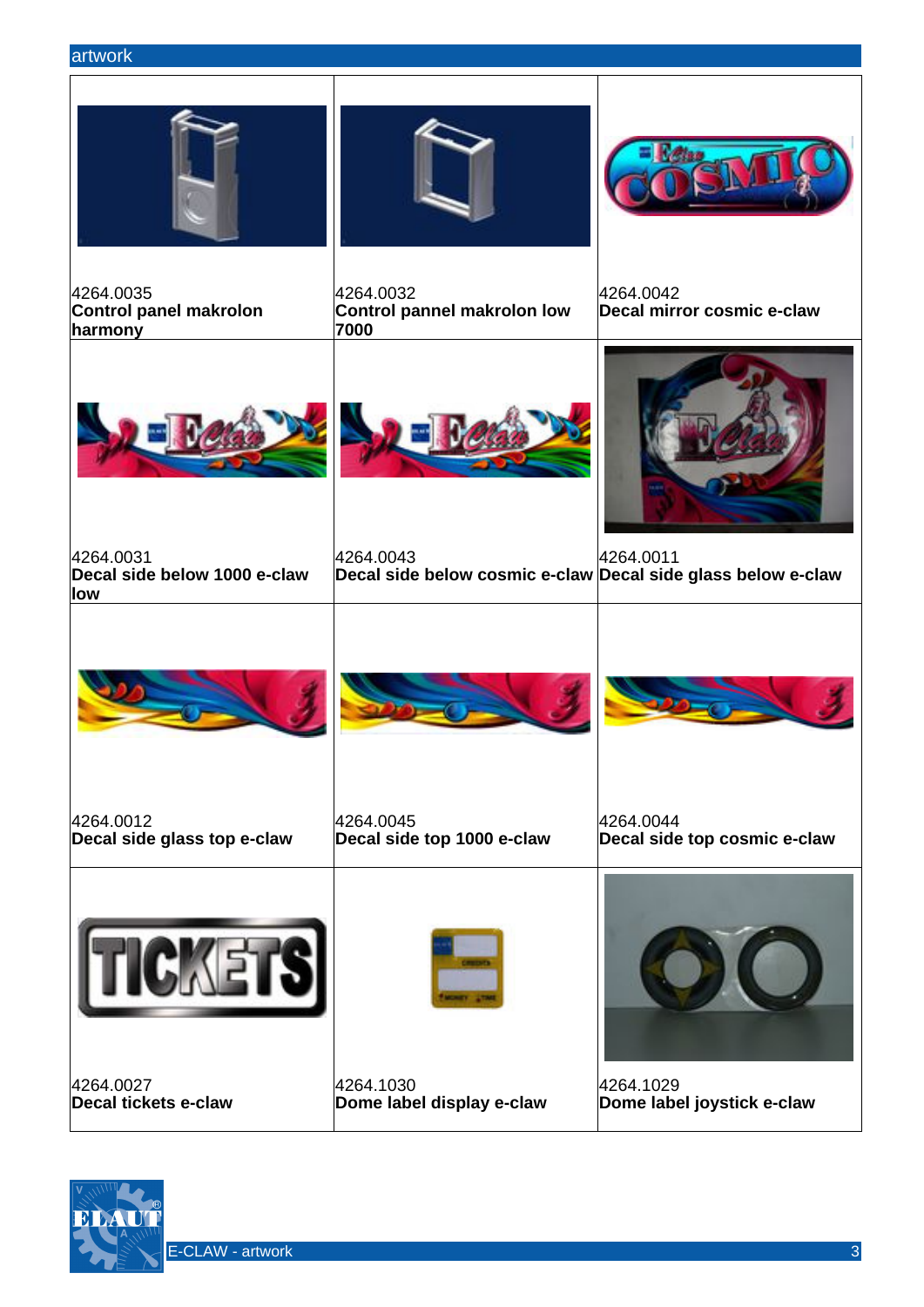## artwork

| | | |
|---|---|---|
| 4264.0035<br>**Control panel makrolon harmony** | 4264.0032<br>**Control pannel makrolon low 7000** | 4264.0042<br>**Decal mirror cosmic e-claw** |
| 4264.0031<br>**Decal side below 1000 e-claw low** | 4264.0043<br>**Decal side below cosmic e-claw** | 4264.0011<br>**Decal side glass below e-claw** |
| 4264.0012<br>**Decal side glass top e-claw** | 4264.0045<br>**Decal side top 1000 e-claw** | 4264.0044<br>**Decal side top cosmic e-claw** |
| 4264.0027<br>**Decal tickets e-claw** | 4264.1030<br>**Dome label display e-claw** | 4264.1029<br>**Dome label joystick e-claw** |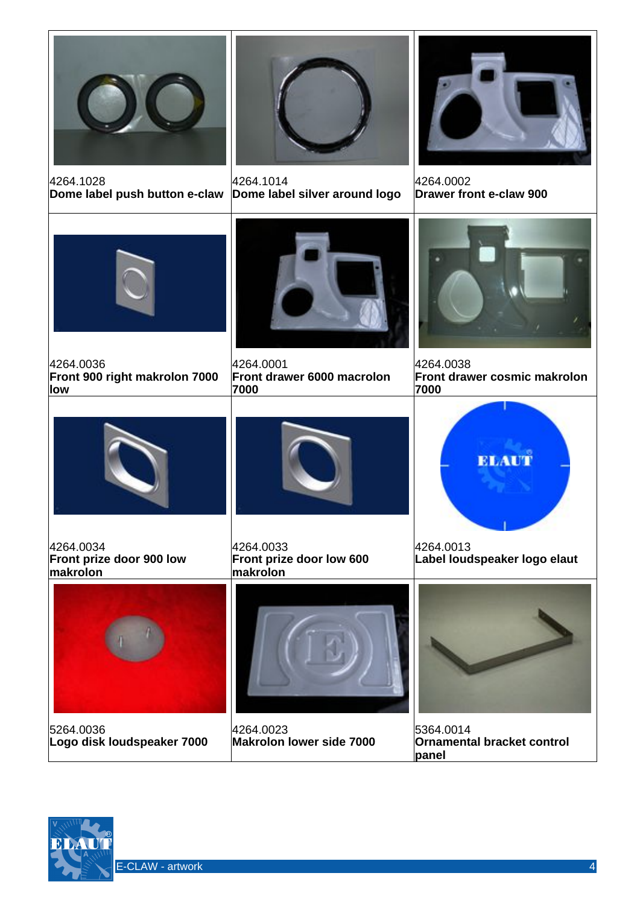| | | |
|---|---|---|
| 4264.1028 **Dome label push button e-claw** | 4264.1014 **Dome label silver around logo** | 4264.0002 **Drawer front e-claw 900** |
| 4264.0036 **Front 900 right makrolon 7000 low** | 4264.0001 **Front drawer 6000 macrolon 7000** | 4264.0038 **Front drawer cosmic makrolon 7000** |
| 4264.0034 **Front prize door 900 low makrolon** | 4264.0033 **Front prize door low 600 makrolon** | 4264.0013 **Label loudspeaker logo elaut** |
| 5264.0036 **Logo disk loudspeaker 7000** | 4264.0023 **Makrolon lower side 7000** | 5364.0014 **Ornamental bracket control panel** |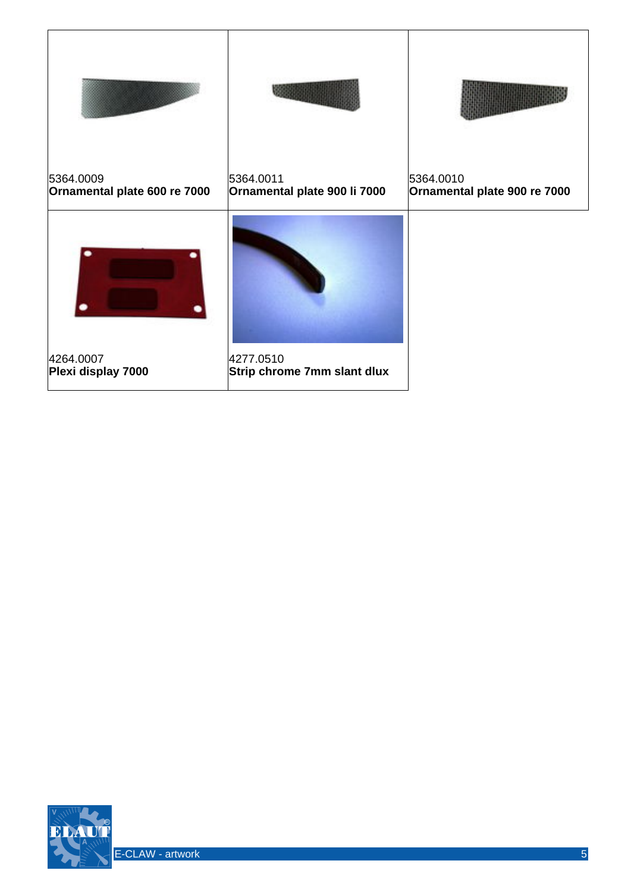| | | |
|---|---|---|
| 5364.0009<br>**Ornamental plate 600 re 7000** | 5364.0011<br>**Ornamental plate 900 li 7000** | 5364.0010<br>**Ornamental plate 900 re 7000** |
| 4264.0007<br>**Plexi display 7000** | 4277.0510<br>**Strip chrome 7mm slant dlux** | |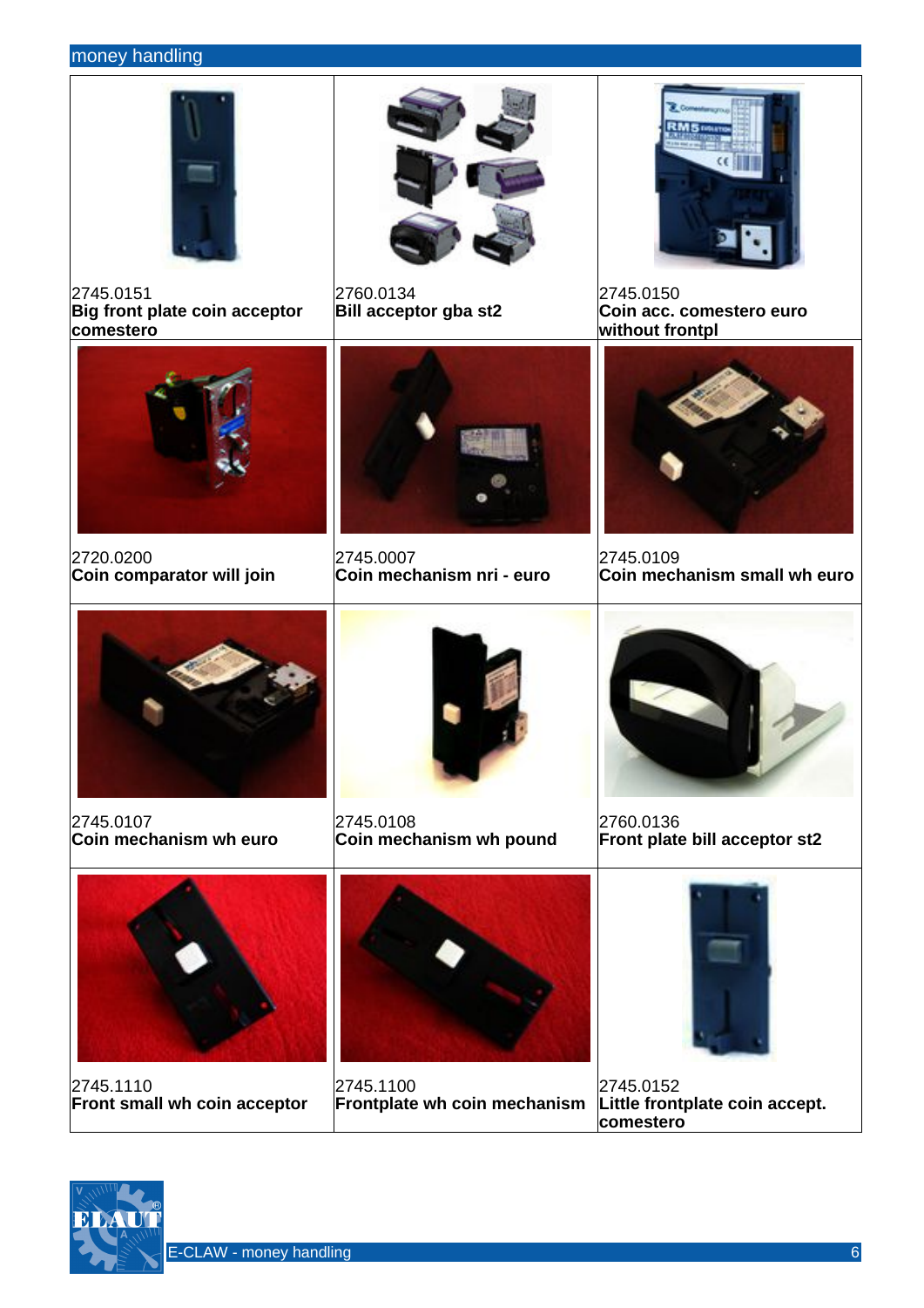## money handling

| | | |
|---|---|---|
| 2745.0151 **Big front plate coin acceptor comestero** | 2760.0134 **Bill acceptor gba st2** | 2745.0150 **Coin acc. comestero euro without frontpl** |
| 2720.0200 **Coin comparator will join** | 2745.0007 **Coin mechanism nri - euro** | 2745.0109 **Coin mechanism small wh euro** |
| 2745.0107 **Coin mechanism wh euro** | 2745.0108 **Coin mechanism wh pound** | 2760.0136 **Front plate bill acceptor st2** |
| 2745.1110 **Front small wh coin acceptor** | 2745.1100 **Frontplate wh coin mechanism** | 2745.0152 **Little frontplate coin accept. comestero** |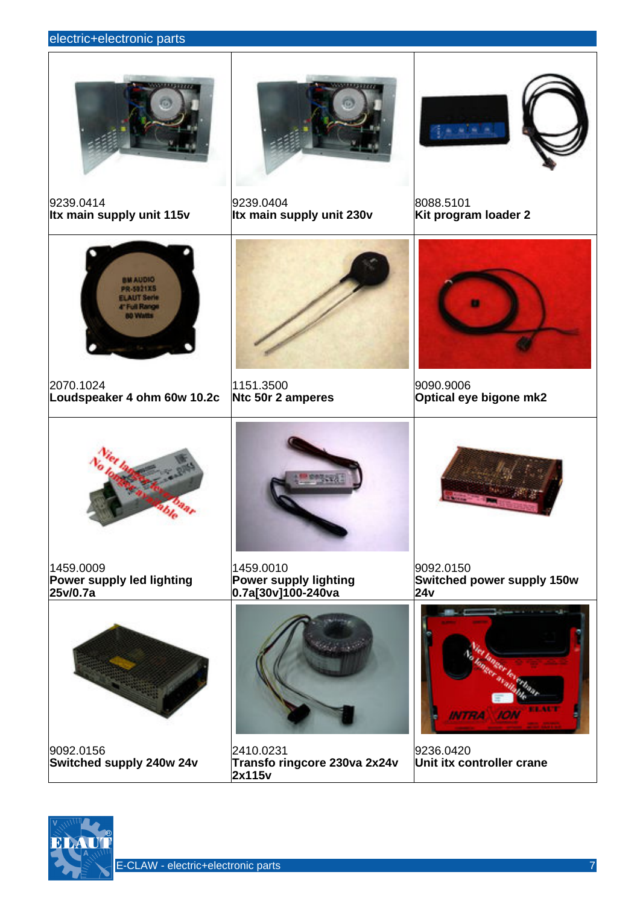## electric+electronic parts

| | | |
|---|---|---|
| 9239.0414<br>**Itx main supply unit 115v** | 9239.0404<br>**Itx main supply unit 230v** | 8088.5101<br>**Kit program loader 2** |
| 2070.1024<br>**Loudspeaker 4 ohm 60w 10.2c** | 1151.3500<br>**Ntc 50r 2 amperes** | 9090.9006<br>**Optical eye bigone mk2** |
| 1459.0009<br>**Power supply led lighting 25v/0.7a** | 1459.0010<br>**Power supply lighting 0.7a[30v]100-240va** | 9092.0150<br>**Switched power supply 150w 24v** |
| 9092.0156<br>**Switched supply 240w 24v** | 2410.0231<br>**Transfo ringcore 230va 2x24v 2x115v** | 9236.0420<br>**Unit itx controller crane** |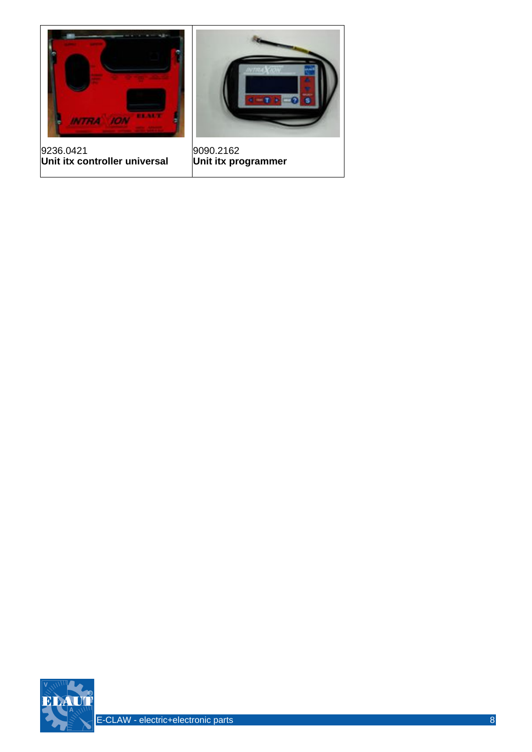| | |
|---|---|
| 9236.0421<br>**Unit itx controller universal** | 9090.2162<br>**Unit itx programmer** |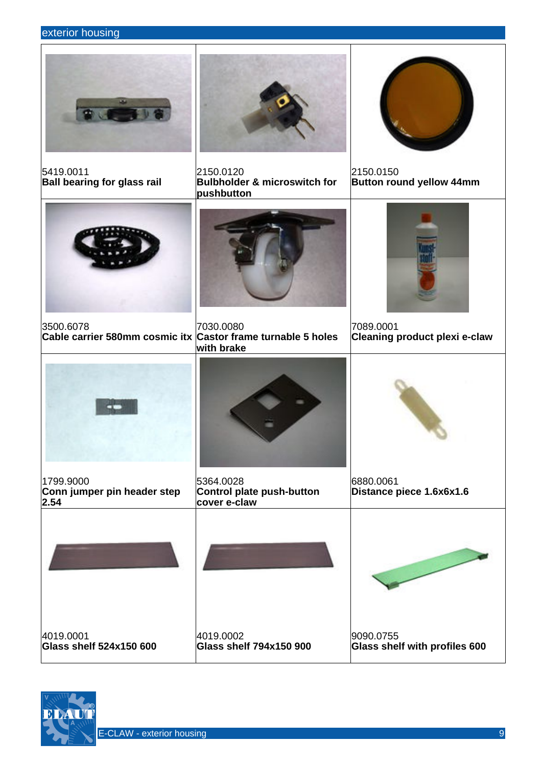## exterior housing

| | | |
|---|---|---|
| 5419.0011<br>**Ball bearing for glass rail** | 2150.0120<br>**Bulbholder & microswitch for pushbutton** | 2150.0150<br>**Button round yellow 44mm** |
| 3500.6078<br>**Cable carrier 580mm cosmic itx** | 7030.0080<br>**Castor frame turnable 5 holes with brake** | 7089.0001<br>**Cleaning product plexi e-claw** |
| 1799.9000<br>**Conn jumper pin header step 2.54** | 5364.0028<br>**Control plate push-button cover e-claw** | 6880.0061<br>**Distance piece 1.6x6x1.6** |
| 4019.0001<br>**Glass shelf 524x150 600** | 4019.0002<br>**Glass shelf 794x150 900** | 9090.0755<br>**Glass shelf with profiles 600** |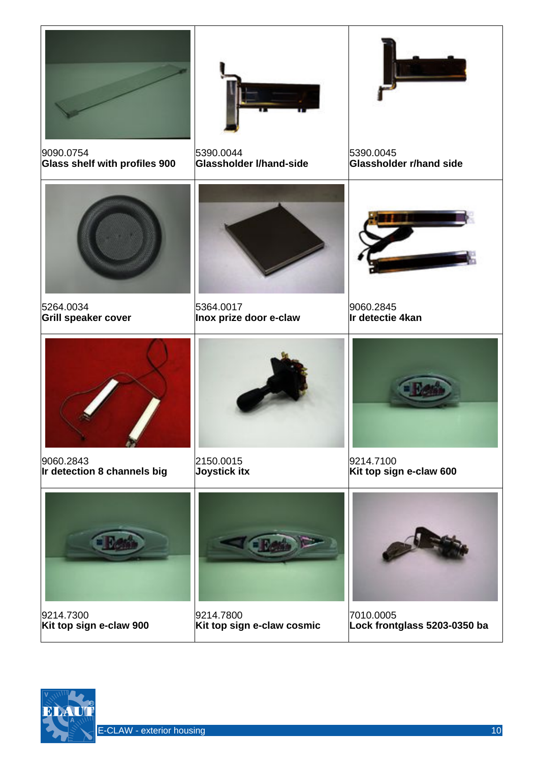| | | |
|---|---|---|
| 9090.0754<br>**Glass shelf with profiles 900** | 5390.0044<br>**Glassholder l/hand-side** | 5390.0045<br>**Glassholder r/hand side** |
| 5264.0034<br>**Grill speaker cover** | 5364.0017<br>**Inox prize door e-claw** | 9060.2845<br>**Ir detectie 4kan** |
| 9060.2843<br>**Ir detection 8 channels big** | 2150.0015<br>**Joystick itx** | 9214.7100<br>**Kit top sign e-claw 600** |
| 9214.7300<br>**Kit top sign e-claw 900** | 9214.7800<br>**Kit top sign e-claw cosmic** | 7010.0005<br>**Lock frontglass 5203-0350 ba** |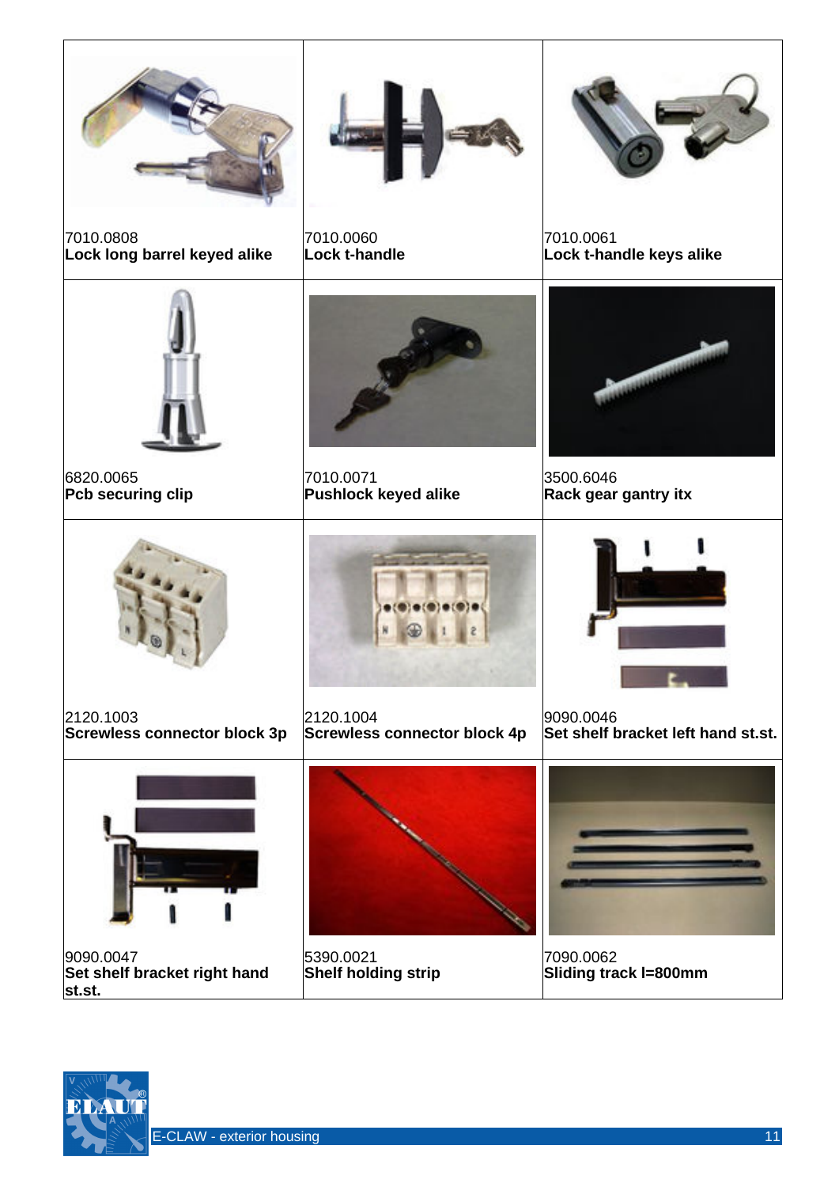| | | |
|---|---|---|
| 7010.0808<br>**Lock long barrel keyed alike** | 7010.0060<br>**Lock t-handle** | 7010.0061<br>**Lock t-handle keys alike** |
| 6820.0065<br>**Pcb securing clip** | 7010.0071<br>**Pushlock keyed alike** | 3500.6046<br>**Rack gear gantry itx** |
| 2120.1003<br>**Screwless connector block 3p** | 2120.1004<br>**Screwless connector block 4p** | 9090.0046<br>**Set shelf bracket left hand st.st.** |
| 9090.0047<br>**Set shelf bracket right hand st.st.** | 5390.0021<br>**Shelf holding strip** | 7090.0062<br>**Sliding track l=800mm** |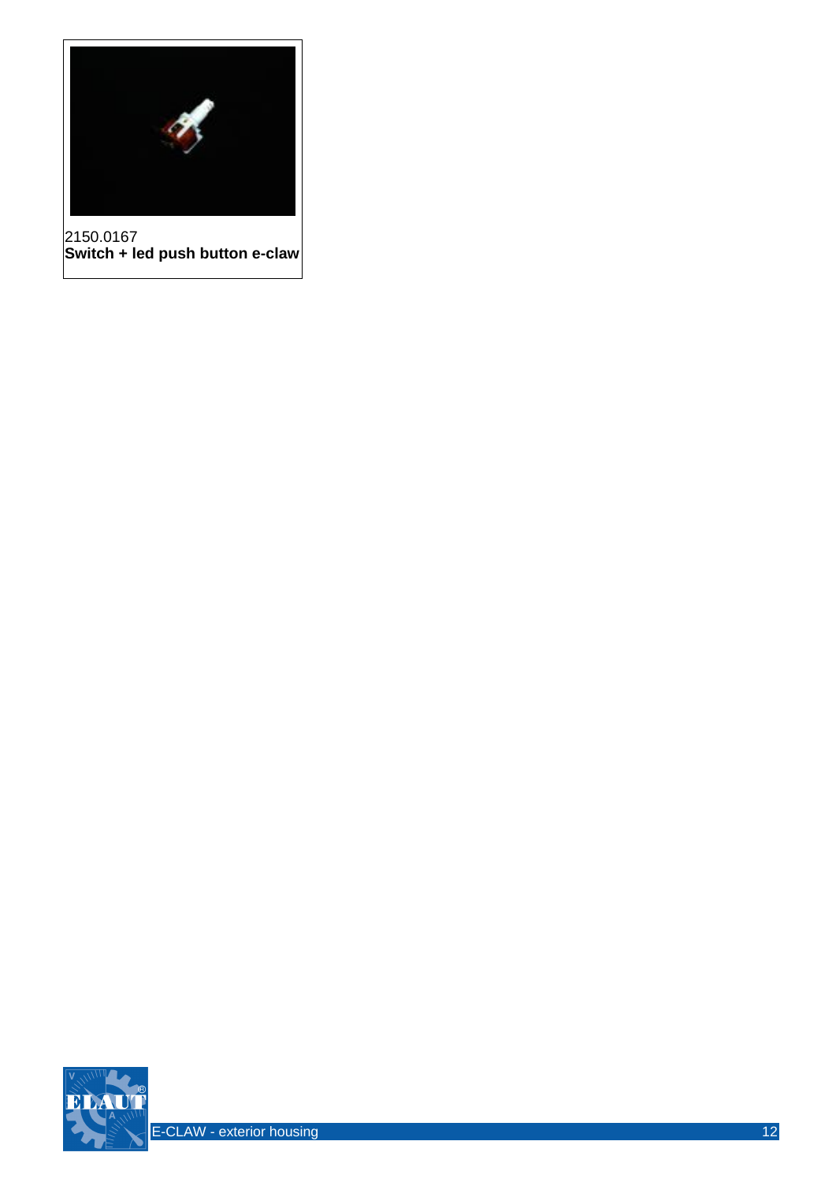2150.0167
**Switch + led push button e-claw**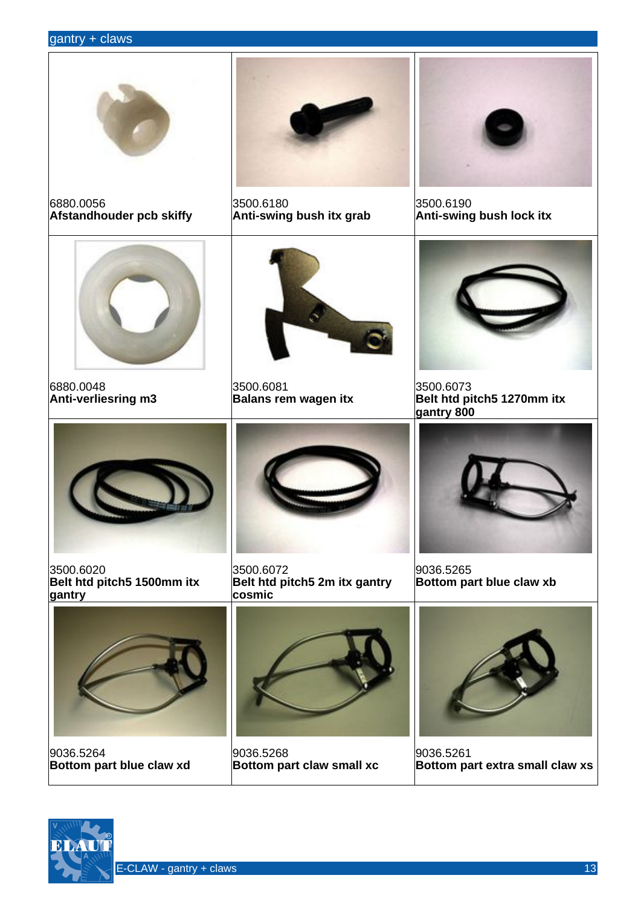## gantry + claws

| | | |
|---|---|---|
| 6880.0056<br>**Afstandhouder pcb skiffy** | 3500.6180<br>**Anti-swing bush itx grab** | 3500.6190<br>**Anti-swing bush lock itx** |
| 6880.0048<br>**Anti-verliesring m3** | 3500.6081<br>**Balans rem wagen itx** | 3500.6073<br>**Belt htd pitch5 1270mm itx gantry 800** |
| 3500.6020<br>**Belt htd pitch5 1500mm itx gantry** | 3500.6072<br>**Belt htd pitch5 2m itx gantry cosmic** | 9036.5265<br>**Bottom part blue claw xb** |
| 9036.5264<br>**Bottom part blue claw xd** | 9036.5268<br>**Bottom part claw small xc** | 9036.5261<br>**Bottom part extra small claw xs** |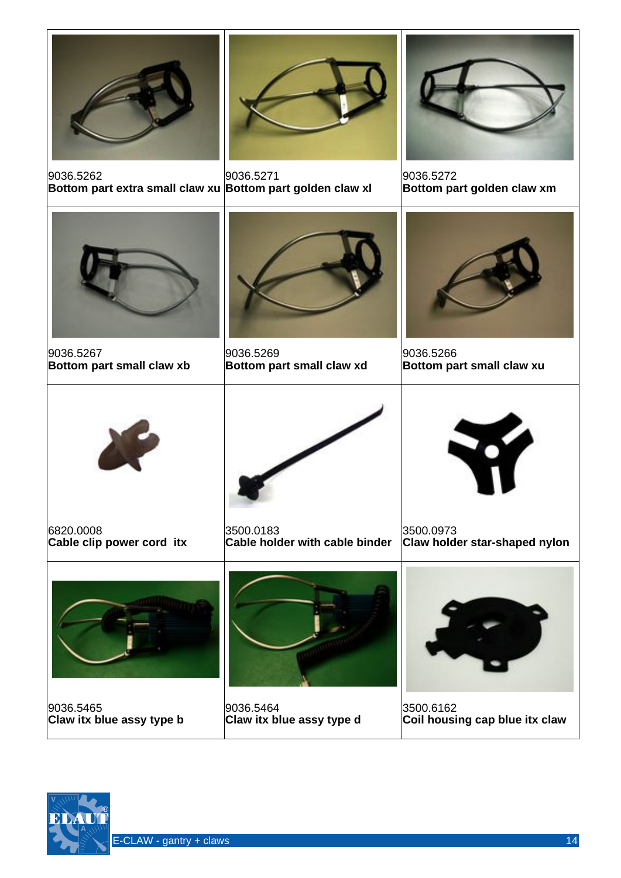| | | |
|---|---|---|
| 9036.5262<br>**Bottom part extra small claw xu** | 9036.5271<br>**Bottom part golden claw xl** | 9036.5272<br>**Bottom part golden claw xm** |
| 9036.5267<br>**Bottom part small claw xb** | 9036.5269<br>**Bottom part small claw xd** | 9036.5266<br>**Bottom part small claw xu** |
| 6820.0008<br>**Cable clip power cord itx** | 3500.0183<br>**Cable holder with cable binder** | 3500.0973<br>**Claw holder star-shaped nylon** |
| 9036.5465<br>**Claw itx blue assy type b** | 9036.5464<br>**Claw itx blue assy type d** | 3500.6162<br>**Coil housing cap blue itx claw** |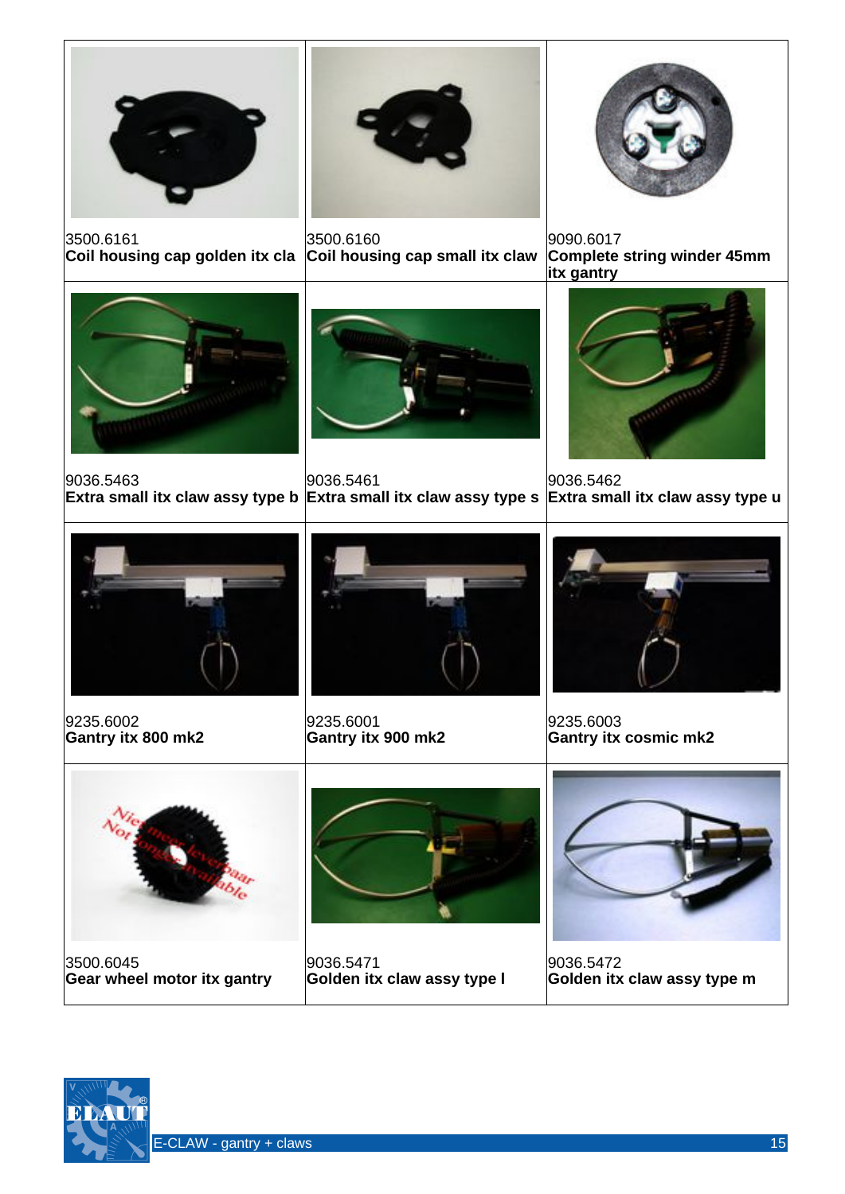| | | |
|---|---|---|
| 3500.6161<br>**Coil housing cap golden itx cla** | 3500.6160<br>**Coil housing cap small itx claw** | 9090.6017<br>**Complete string winder 45mm itx gantry** |
| 9036.5463<br>**Extra small itx claw assy type b** | 9036.5461<br>**Extra small itx claw assy type s** | 9036.5462<br>**Extra small itx claw assy type u** |
| 9235.6002<br>**Gantry itx 800 mk2** | 9235.6001<br>**Gantry itx 900 mk2** | 9235.6003<br>**Gantry itx cosmic mk2** |
| Niet meer leverbaar<br>Not longer available<br>3500.6045<br>**Gear wheel motor itx gantry** | 9036.5471<br>**Golden itx claw assy type l** | 9036.5472<br>**Golden itx claw assy type m** |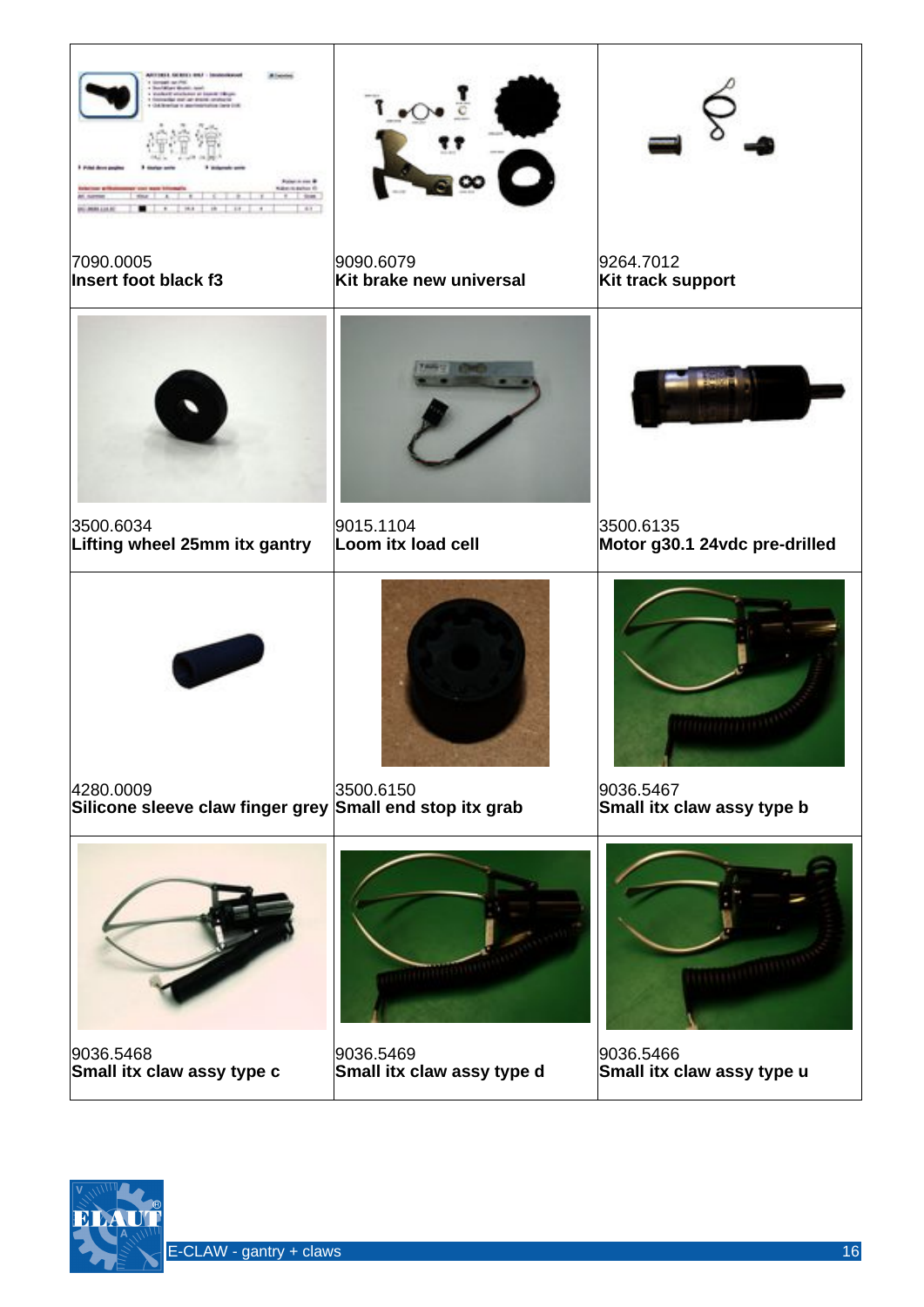| | | |
|---|---|---|
| 7090.0005<br>**Insert foot black f3** | 9090.6079<br>**Kit brake new universal** | 9264.7012<br>**Kit track support** |
| 3500.6034<br>**Lifting wheel 25mm itx gantry** | 9015.1104<br>**Loom itx load cell** | 3500.6135<br>**Motor g30.1 24vdc pre-drilled** |
| 4280.0009<br>**Silicone sleeve claw finger grey** | 3500.6150<br>**Small end stop itx grab** | 9036.5467<br>**Small itx claw assy type b** |
| 9036.5468<br>**Small itx claw assy type c** | 9036.5469<br>**Small itx claw assy type d** | 9036.5466<br>**Small itx claw assy type u** |

E-CLAW - gantry + claws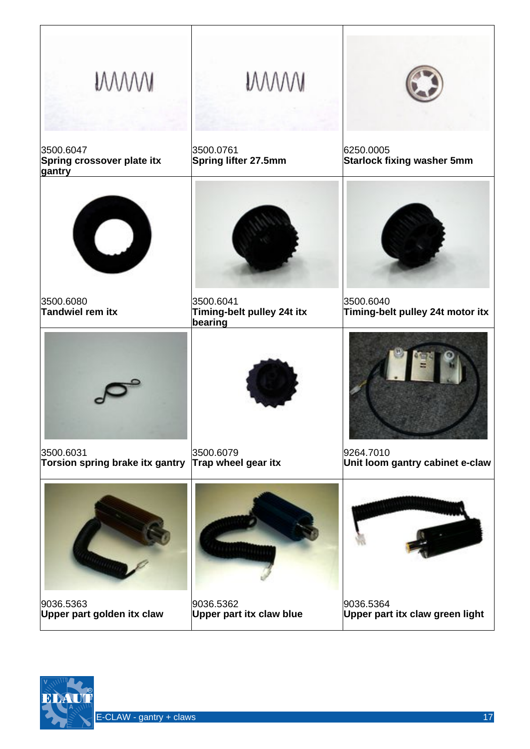| | | |
|---|---|---|
| 3500.6047<br>**Spring crossover plate itx gantry** | 3500.0761<br>**Spring lifter 27.5mm** | 6250.0005<br>**Starlock fixing washer 5mm** |
| 3500.6080<br>**Tandwiel rem itx** | 3500.6041<br>**Timing-belt pulley 24t itx bearing** | 3500.6040<br>**Timing-belt pulley 24t motor itx** |
| 3500.6031<br>**Torsion spring brake itx gantry** | 3500.6079<br>**Trap wheel gear itx** | 9264.7010<br>**Unit loom gantry cabinet e-claw** |
| 9036.5363<br>**Upper part golden itx claw** | 9036.5362<br>**Upper part itx claw blue** | 9036.5364<br>**Upper part itx claw green light** |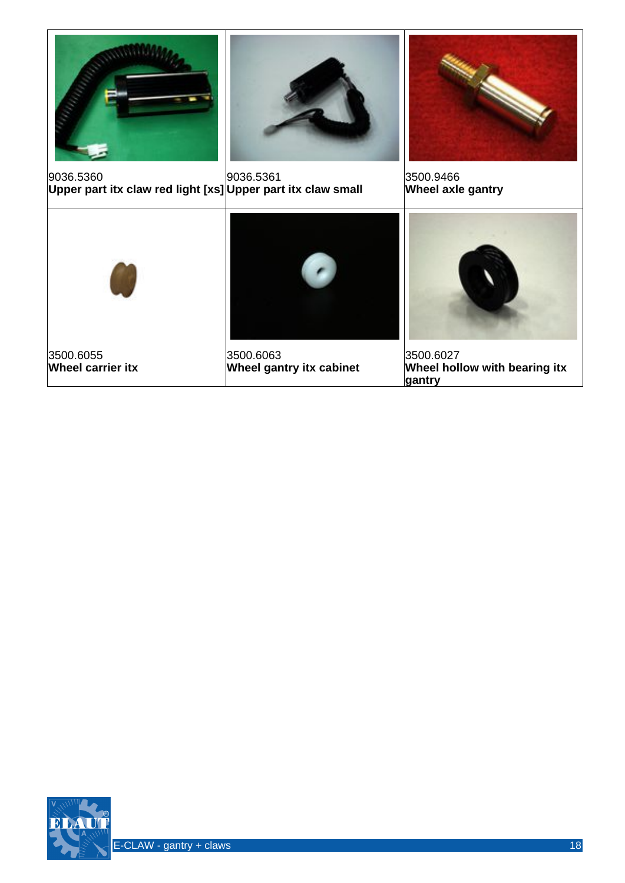| | | |
|---|---|---|
| 9036.5360<br>**Upper part itx claw red light [xs]** | 9036.5361<br>**Upper part itx claw small** | 3500.9466<br>**Wheel axle gantry** |
| 3500.6055<br>**Wheel carrier itx** | 3500.6063<br>**Wheel gantry itx cabinet** | 3500.6027<br>**Wheel hollow with bearing itx gantry** |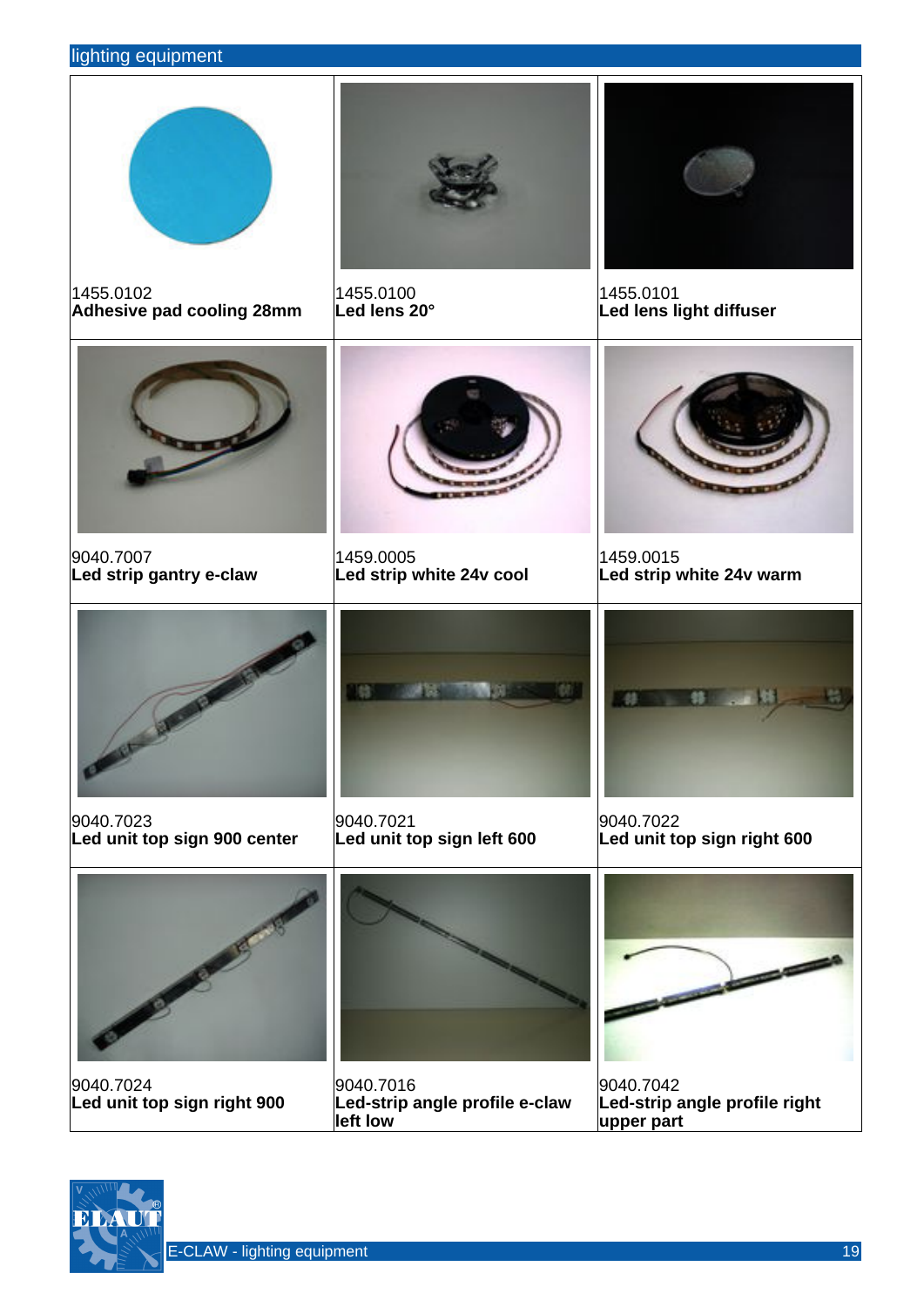## lighting equipment

| | | |
|---|---|---|
| 1455.0102<br>**Adhesive pad cooling 28mm** | 1455.0100<br>**Led lens 20°** | 1455.0101<br>**Led lens light diffuser** |
| 9040.7007<br>**Led strip gantry e-claw** | 1459.0005<br>**Led strip white 24v cool** | 1459.0015<br>**Led strip white 24v warm** |
| 9040.7023<br>**Led unit top sign 900 center** | 9040.7021<br>**Led unit top sign left 600** | 9040.7022<br>**Led unit top sign right 600** |
| 9040.7024<br>**Led unit top sign right 900** | 9040.7016<br>**Led-strip angle profile e-claw left low** | 9040.7042<br>**Led-strip angle profile right upper part** |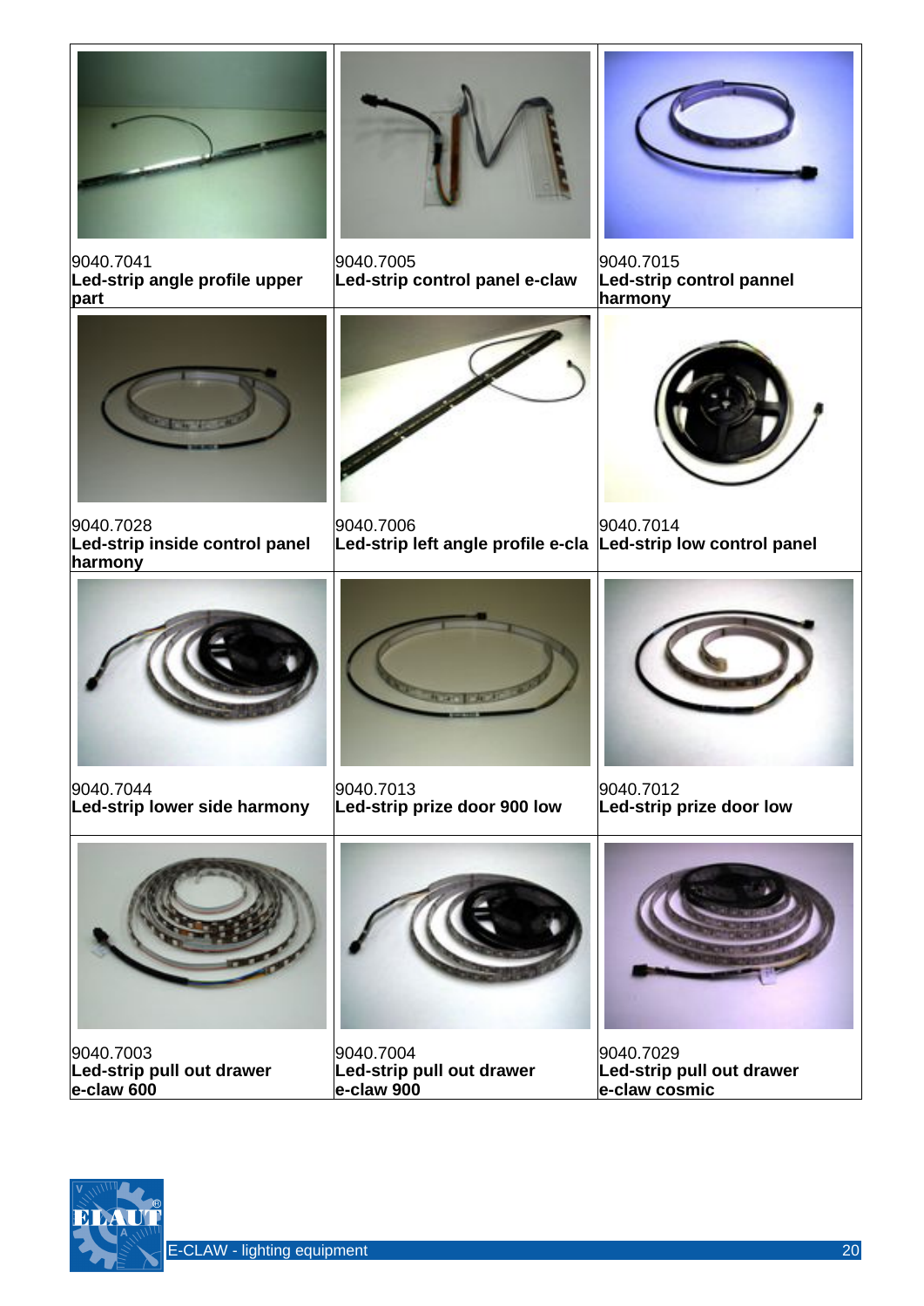| | | |
|---|---|---|
| 9040.7041 **Led-strip angle profile upper part** | 9040.7005 **Led-strip control panel e-claw** | 9040.7015 **Led-strip control pannel harmony** |
| 9040.7028 **Led-strip inside control panel harmony** | 9040.7006 **Led-strip left angle profile e-cla** | 9040.7014 **Led-strip low control panel** |
| 9040.7044 **Led-strip lower side harmony** | 9040.7013 **Led-strip prize door 900 low** | 9040.7012 **Led-strip prize door low** |
| 9040.7003 **Led-strip pull out drawer e-claw 600** | 9040.7004 **Led-strip pull out drawer e-claw 900** | 9040.7029 **Led-strip pull out drawer e-claw cosmic** |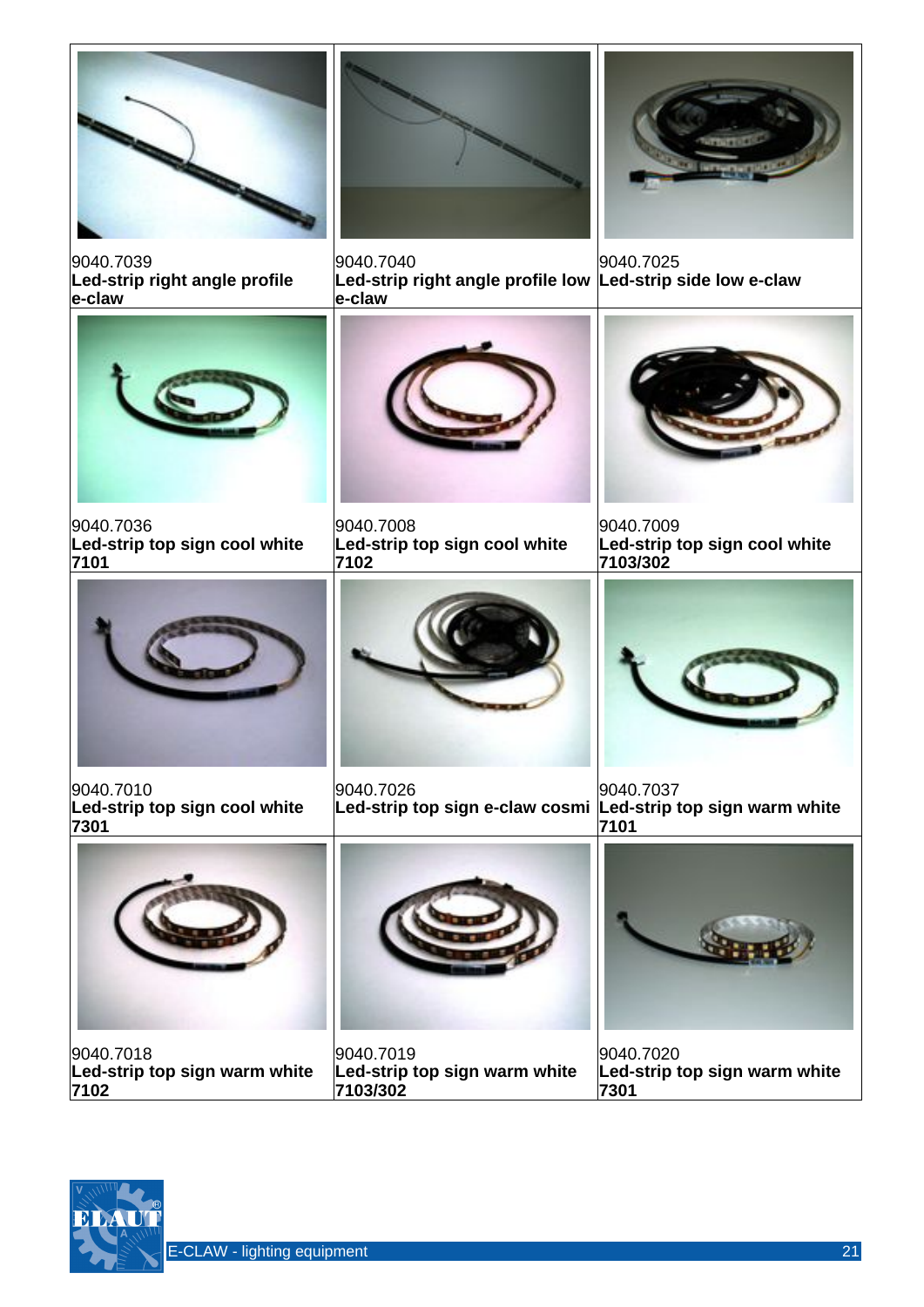| | | |
|---|---|---|
| 9040.7039<br>**Led-strip right angle profile e-claw** | 9040.7040<br>**Led-strip right angle profile low e-claw** | 9040.7025<br>**Led-strip side low e-claw** |
| 9040.7036<br>**Led-strip top sign cool white 7101** | 9040.7008<br>**Led-strip top sign cool white 7102** | 9040.7009<br>**Led-strip top sign cool white 7103/302** |
| 9040.7010<br>**Led-strip top sign cool white 7301** | 9040.7026<br>**Led-strip top sign e-claw cosmi** | 9040.7037<br>**Led-strip top sign warm white 7101** |
| 9040.7018<br>**Led-strip top sign warm white 7102** | 9040.7019<br>**Led-strip top sign warm white 7103/302** | 9040.7020<br>**Led-strip top sign warm white 7301** |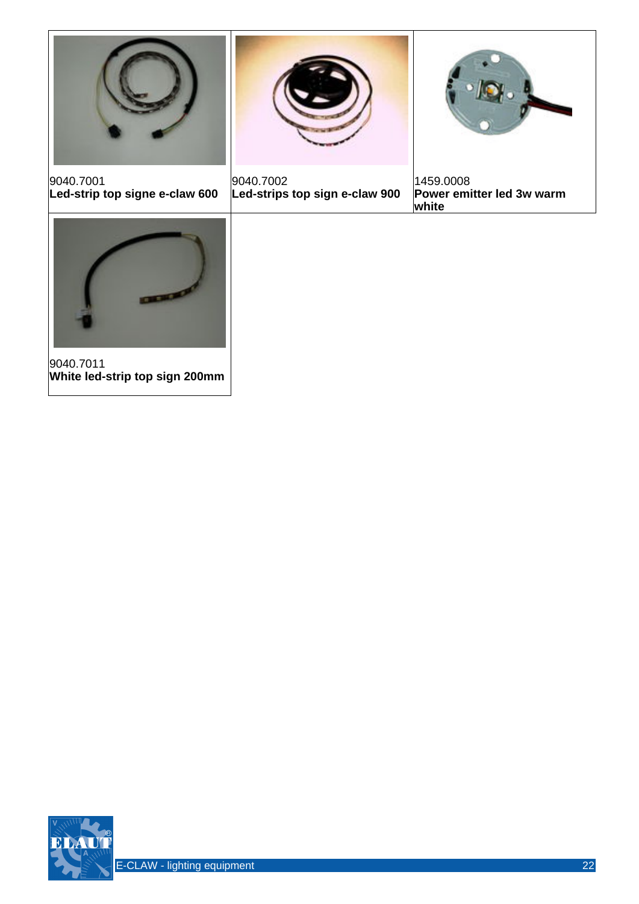| | | |
|---|---|---|
| 9040.7001<br>**Led-strip top signe e-claw 600** | 9040.7002<br>**Led-strips top sign e-claw 900** | 1459.0008<br>**Power emitter led 3w warm white** |
| 9040.7011<br>**White led-strip top sign 200mm** | | |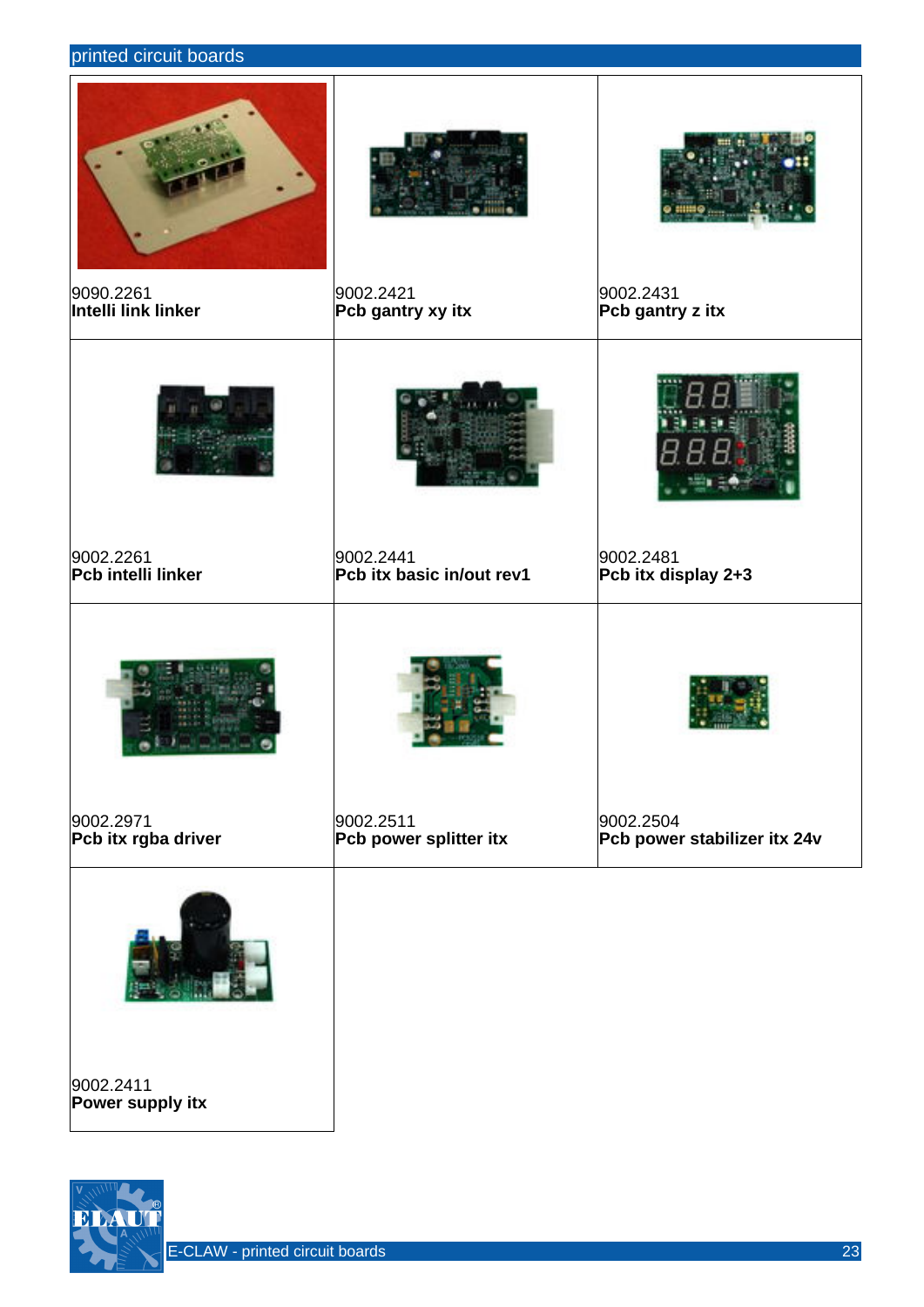## printed circuit boards

| | | |
|---|---|---|
| 9090.2261<br>**Intelli link linker** | 9002.2421<br>**Pcb gantry xy itx** | 9002.2431<br>**Pcb gantry z itx** |
| 9002.2261<br>**Pcb intelli linker** | 9002.2441<br>**Pcb itx basic in/out rev1** | 9002.2481<br>**Pcb itx display 2+3** |
| 9002.2971<br>**Pcb itx rgba driver** | 9002.2511<br>**Pcb power splitter itx** | 9002.2504<br>**Pcb power stabilizer itx 24v** |
| 9002.2411<br>**Power supply itx** | | |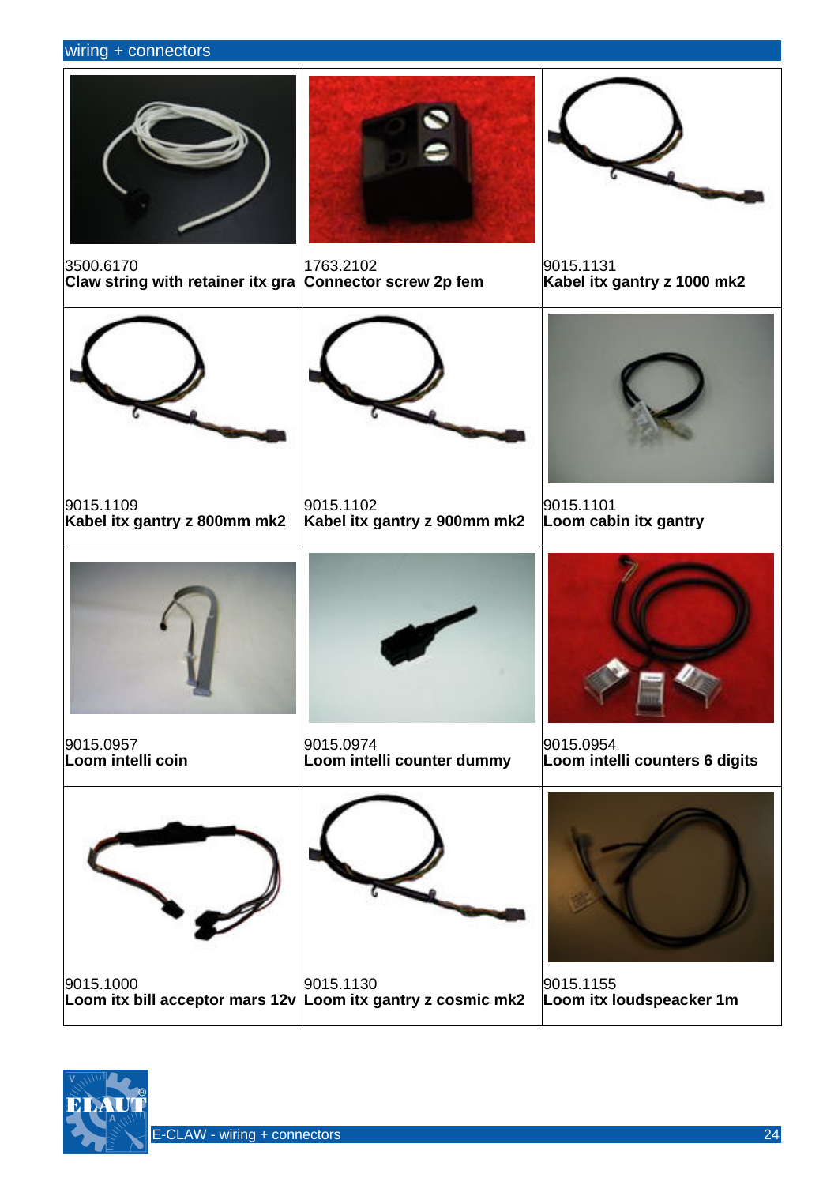## wiring + connectors

| | | |
|---|---|---|
| 3500.6170<br>**Claw string with retainer itx gra** | 1763.2102<br>**Connector screw 2p fem** | 9015.1131<br>**Kabel itx gantry z 1000 mk2** |
| 9015.1109<br>**Kabel itx gantry z 800mm mk2** | 9015.1102<br>**Kabel itx gantry z 900mm mk2** | 9015.1101<br>**Loom cabin itx gantry** |
| 9015.0957<br>**Loom intelli coin** | 9015.0974<br>**Loom intelli counter dummy** | 9015.0954<br>**Loom intelli counters 6 digits** |
| 9015.1000<br>**Loom itx bill acceptor mars 12v** | 9015.1130<br>**Loom itx gantry z cosmic mk2** | 9015.1155<br>**Loom itx loudspeacker 1m** |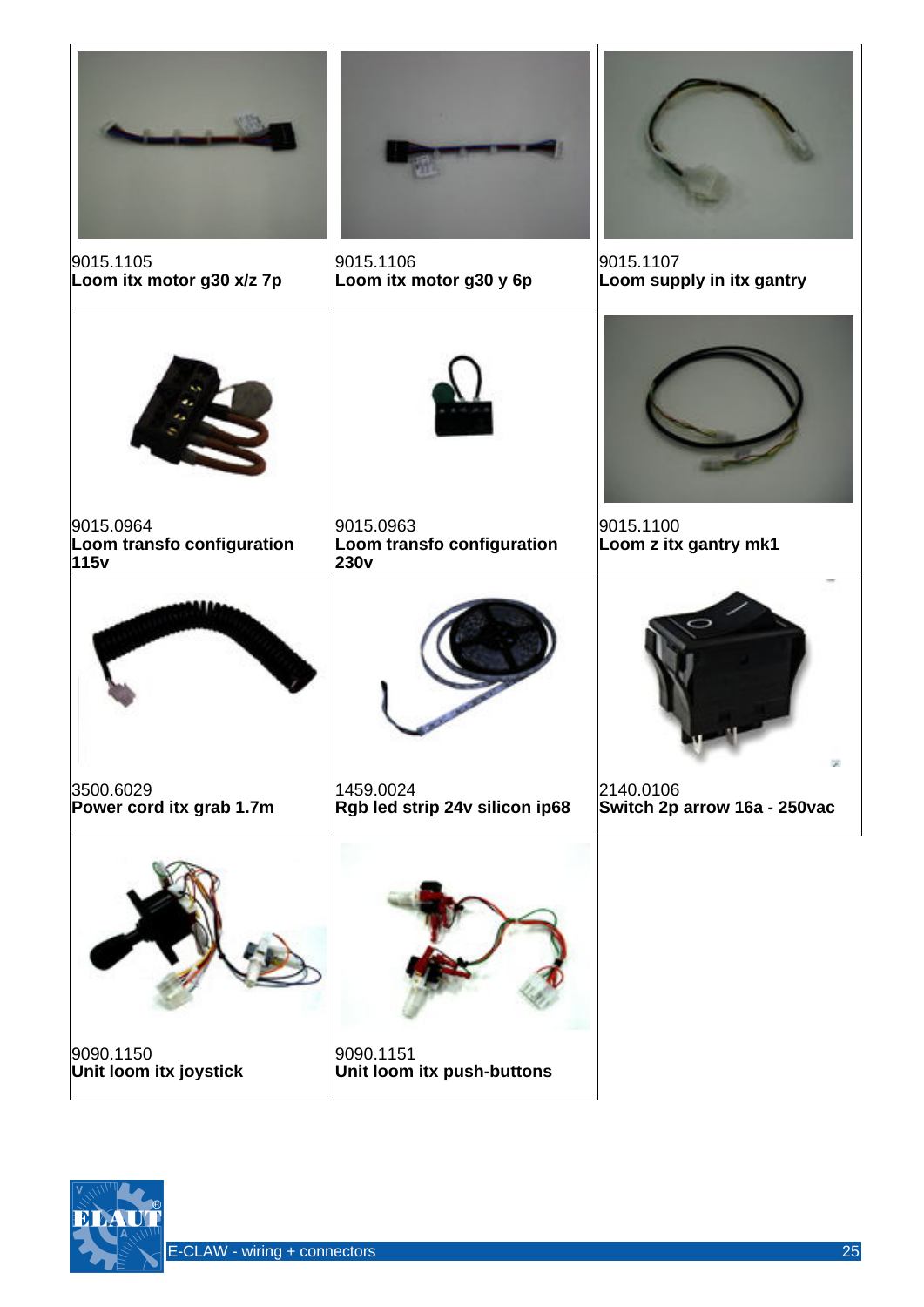| | | |
|---|---|---|
| 9015.1105<br>**Loom itx motor g30 x/z 7p** | 9015.1106<br>**Loom itx motor g30 y 6p** | 9015.1107<br>**Loom supply in itx gantry** |
| 9015.0964<br>**Loom transfo configuration 115v** | 9015.0963<br>**Loom transfo configuration 230v** | 9015.1100<br>**Loom z itx gantry mk1** |
| 3500.6029<br>**Power cord itx grab 1.7m** | 1459.0024<br>**Rgb led strip 24v silicon ip68** | 2140.0106<br>**Switch 2p arrow 16a - 250vac** |
| 9090.1150<br>**Unit loom itx joystick** | 9090.1151<br>**Unit loom itx push-buttons** | |